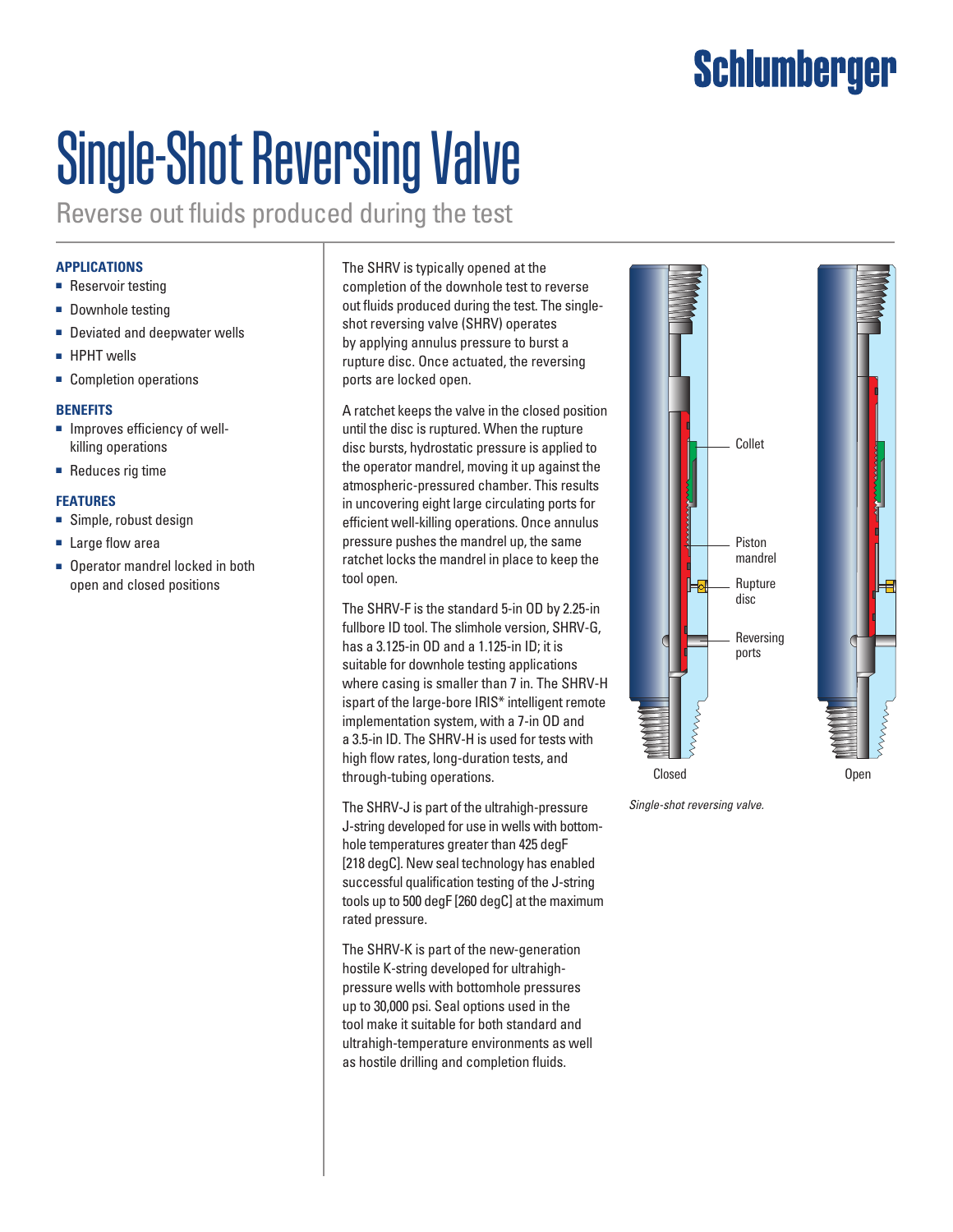# Single-Shot Reversing Valve

## Reverse out fluids produced during the test

### APPLICATIONS

- Reservoir testing
- Downhole testing
- Deviated and deepwater wells
- HPHT wells
- Completion operations

### BENEFITS

- Improves efficiency of well-killing operations
- Reduces rig time

### FEATURES

- Simple, robust design
- Large flow area
- Operator mandrel locked in both open and closed positions

The SHRV is typically opened at the completion of the downhole test to reverse out fluids produced during the test. The single-shot reversing valve (SHRV) operates by applying annulus pressure to burst a rupture disc. Once actuated, the reversing ports are locked open.

A ratchet keeps the valve in the closed position until the disc is ruptured. When the rupture disc bursts, hydrostatic pressure is applied to the operator mandrel, moving it up against the atmospheric-pressured chamber. This results in uncovering eight large circulating ports for efficient well-killing operations. Once annulus pressure pushes the mandrel up, the same ratchet locks the mandrel in place to keep the tool open.

The SHRV-F is the standard 5-in OD by 2.25-in fullbore ID tool. The slimhole version, SHRV-G, has a 3.125-in OD and a 1.125-in ID; it is suitable for downhole testing applications where casing is smaller than 7 in. The SHRV-H ispart of the large-bore IRIS* intelligent remote implementation system, with a 7-in OD and a 3.5-in ID. The SHRV-H is used for tests with high flow rates, long-duration tests, and through-tubing operations.

The SHRV-J is part of the ultrahigh-pressure J-string developed for use in wells with bottom-hole temperatures greater than 425 degF [218 degC]. New seal technology has enabled successful qualification testing of the J-string tools up to 500 degF [260 degC] at the maximum rated pressure.

The SHRV-K is part of the new-generation hostile K-string developed for ultrahigh-pressure wells with bottomhole pressures up to 30,000 psi. Seal options used in the tool make it suitable for both standard and ultrahigh-temperature environments as well as hostile drilling and completion fluids.

Collet

Piston mandrel

Rupture disc

Reversing ports

Closed

Open

*Single-shot reversing valve.*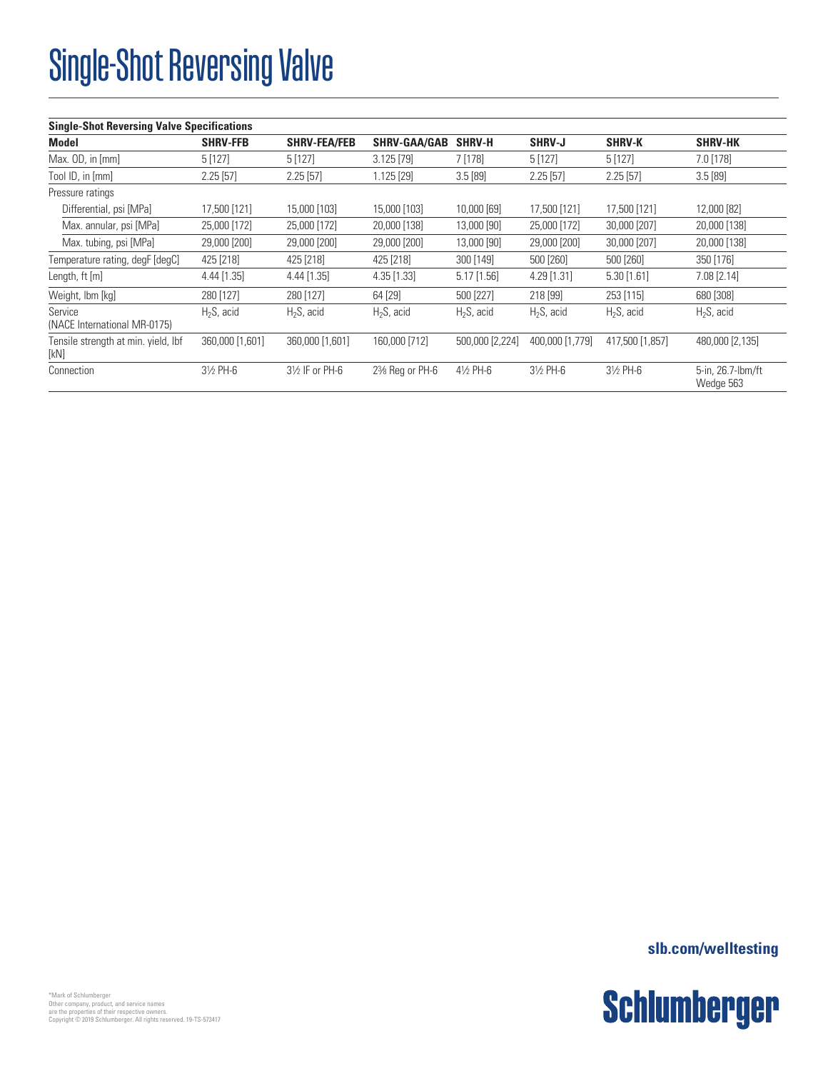# Single-Shot Reversing Valve

**Single-Shot Reversing Valve Specifications**

| Model | SHRV-FFB | SHRV-FEA/FEB | SHRV-GAA/GAB | SHRV-H | SHRV-J | SHRV-K | SHRV-HK |
|---|---|---|---|---|---|---|---|
| Max. OD, in [mm] | 5 [127] | 5 [127] | 3.125 [79] | 7 [178] | 5 [127] | 5 [127] | 7.0 [178] |
| Tool ID, in [mm] | 2.25 [57] | 2.25 [57] | 1.125 [29] | 3.5 [89] | 2.25 [57] | 2.25 [57] | 3.5 [89] |
| Pressure ratings | | | | | | | |
| Differential, psi [MPa] | 17,500 [121] | 15,000 [103] | 15,000 [103] | 10,000 [69] | 17,500 [121] | 17,500 [121] | 12,000 [82] |
| Max. annular, psi [MPa] | 25,000 [172] | 25,000 [172] | 20,000 [138] | 13,000 [90] | 25,000 [172] | 30,000 [207] | 20,000 [138] |
| Max. tubing, psi [MPa] | 29,000 [200] | 29,000 [200] | 29,000 [200] | 13,000 [90] | 29,000 [200] | 30,000 [207] | 20,000 [138] |
| Temperature rating, degF [degC] | 425 [218] | 425 [218] | 425 [218] | 300 [149] | 500 [260] | 500 [260] | 350 [176] |
| Length, ft [m] | 4.44 [1.35] | 4.44 [1.35] | 4.35 [1.33] | 5.17 [1.56] | 4.29 [1.31] | 5.30 [1.61] | 7.08 [2.14] |
| Weight, lbm [kg] | 280 [127] | 280 [127] | 64 [29] | 500 [227] | 218 [99] | 253 [115] | 680 [308] |
| Service (NACE International MR-0175) | $H_2S$, acid | $H_2S$, acid | $H_2S$, acid | $H_2S$, acid | $H_2S$, acid | $H_2S$, acid | $H_2S$, acid |
| Tensile strength at min. yield, lbf [kN] | 360,000 [1,601] | 360,000 [1,601] | 160,000 [712] | 500,000 [2,224] | 400,000 [1,779] | 417,500 [1,857] | 480,000 [2,135] |
| Connection | 3½ PH-6 | 3½ IF or PH-6 | 2⅜ Reg or PH-6 | 4½ PH-6 | 3½ PH-6 | 3½ PH-6 | 5-in, 26.7-lbm/ft Wedge 563 |

**slb.com/welltesting**

*Mark of Schlumberger
Other company, product, and service names are the properties of their respective owners.
Copyright © 2019 Schlumberger. All rights reserved. 19-TS-573417

Schlumberger